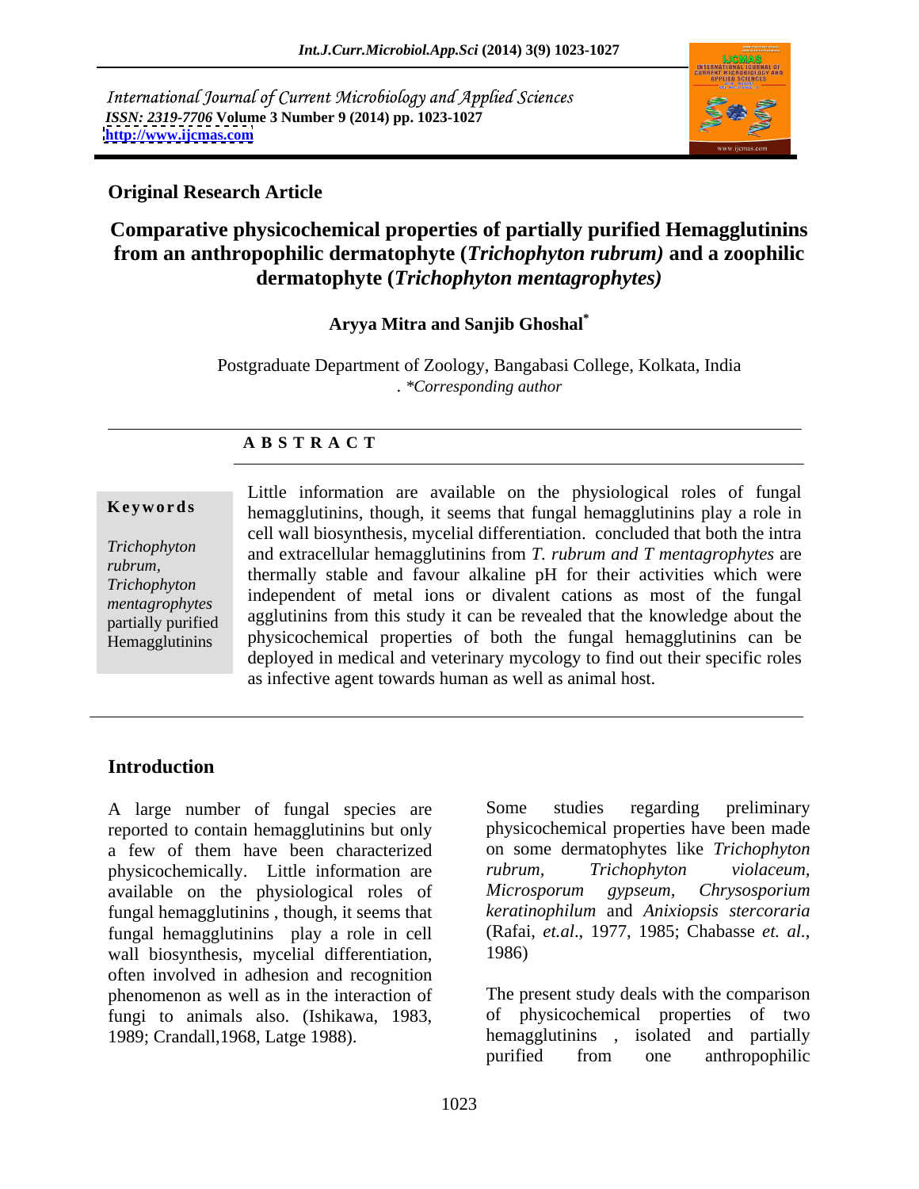International Journal of Current Microbiology and Applied Sciences
*ISSN: 2319-7706* **Volume 3 Number 9 (2014) pp. 1023-1027**
**http://www.ijcmas.com**

**Original Research Article**

# Comparative physicochemical properties of partially purified Hemagglutinins from an anthropophilic dermatophyte (*Trichophyton rubrum)* and a zoophilic dermatophyte (*Trichophyton mentagrophytes)*

**Aryya Mitra and Sanjib Ghoshal***

Postgraduate Department of Zoology, Bangabasi College, Kolkata, India
. *\*Corresponding author*

## A B S T R A C T

**Keywords**

*Trichophyton rubrum, Trichophyton mentagrophytes* partially purified Hemagglutinins

Little information are available on the physiological roles of fungal hemagglutinins, though, it seems that fungal hemagglutinins play a role in cell wall biosynthesis, mycelial differentiation. concluded that both the intra and extracellular hemagglutinins from *T. rubrum and T mentagrophytes* are thermally stable and favour alkaline pH for their activities which were independent of metal ions or divalent cations as most of the fungal agglutinins from this study it can be revealed that the knowledge about the physicochemical properties of both the fungal hemagglutinins can be deployed in medical and veterinary mycology to find out their specific roles as infective agent towards human as well as animal host.

## Introduction

A large number of fungal species are reported to contain hemagglutinins but only a few of them have been characterized physicochemically. Little information are available on the physiological roles of fungal hemagglutinins , though, it seems that fungal hemagglutinins play a role in cell wall biosynthesis, mycelial differentiation, often involved in adhesion and recognition phenomenon as well as in the interaction of fungi to animals also. (Ishikawa, 1983, 1989; Crandall,1968, Latge 1988).

Some studies regarding preliminary physicochemical properties have been made on some dermatophytes like *Trichophyton rubrum, Trichophyton violaceum, Microsporum gypseum, Chrysosporium keratinophilum* and *Anixiopsis stercoraria* (Rafai, *et.al*., 1977, 1985; Chabasse *et. al.*, 1986)

The present study deals with the comparison of physicochemical properties of two hemagglutinins , isolated and partially purified from one anthropophilic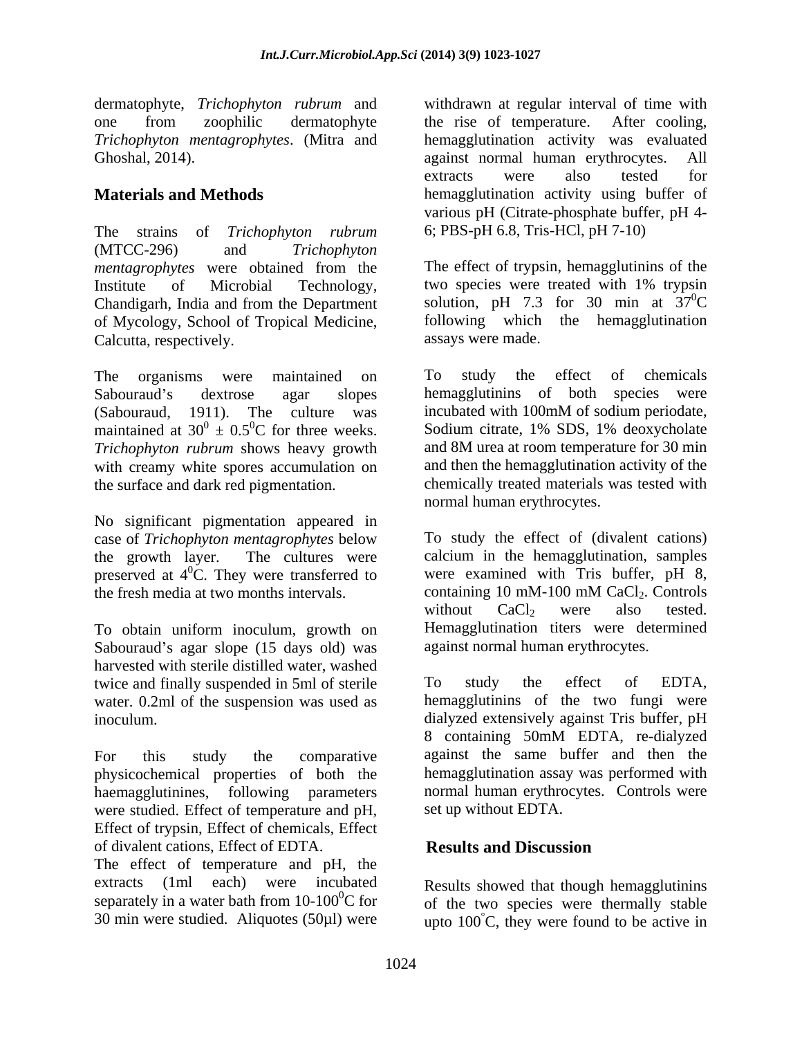dermatophyte, *Trichophyton rubrum* and one from zoophilic dermatophyte *Trichophyton mentagrophytes*. (Mitra and Ghoshal, 2014).

## Materials and Methods

The strains of *Trichophyton rubrum* (MTCC-296) and *Trichophyton mentagrophytes* were obtained from the Institute of Microbial Technology, Chandigarh, India and from the Department of Mycology, School of Tropical Medicine, Calcutta, respectively.

The organisms were maintained on Sabouraud's dextrose agar slopes (Sabouraud, 1911). The culture was maintained at $30^0 \pm 0.5^0$C for three weeks. *Trichophyton rubrum* shows heavy growth with creamy white spores accumulation on the surface and dark red pigmentation.

No significant pigmentation appeared in case of *Trichophyton mentagrophytes* below the growth layer. The cultures were preserved at $4^0$C. They were transferred to the fresh media at two months intervals.

To obtain uniform inoculum, growth on Sabouraud's agar slope (15 days old) was harvested with sterile distilled water, washed twice and finally suspended in 5ml of sterile water. 0.2ml of the suspension was used as inoculum.

For this study the comparative physicochemical properties of both the haemagglutinines, following parameters were studied. Effect of temperature and pH, Effect of trypsin, Effect of chemicals, Effect of divalent cations, Effect of EDTA.

The effect of temperature and pH, the extracts (1ml each) were incubated separately in a water bath from 10-100$^0$C for 30 min were studied. Aliquotes (50µl) were withdrawn at regular interval of time with the rise of temperature. After cooling, hemagglutination activity was evaluated against normal human erythrocytes. All extracts were also tested for hemagglutination activity using buffer of various pH (Citrate-phosphate buffer, pH 4-6; PBS-pH 6.8, Tris-HCl, pH 7-10)

The effect of trypsin, hemagglutinins of the two species were treated with 1% trypsin solution, pH 7.3 for 30 min at $37^0$C following which the hemagglutination assays were made.

To study the effect of chemicals hemagglutinins of both species were incubated with 100mM of sodium periodate, Sodium citrate, 1% SDS, 1% deoxycholate and 8M urea at room temperature for 30 min and then the hemagglutination activity of the chemically treated materials was tested with normal human erythrocytes.

To study the effect of (divalent cations) calcium in the hemagglutination, samples were examined with Tris buffer, pH 8, containing 10 mM-100 mM $CaCl_2$. Controls without $CaCl_2$ were also tested. Hemagglutination titers were determined against normal human erythrocytes.

To study the effect of EDTA, hemagglutinins of the two fungi were dialyzed extensively against Tris buffer, pH 8 containing 50mM EDTA, re-dialyzed against the same buffer and then the hemagglutination assay was performed with normal human erythrocytes. Controls were set up without EDTA.

## Results and Discussion

Results showed that though hemagglutinins of the two species were thermally stable upto 100$^{\circ}$C, they were found to be active in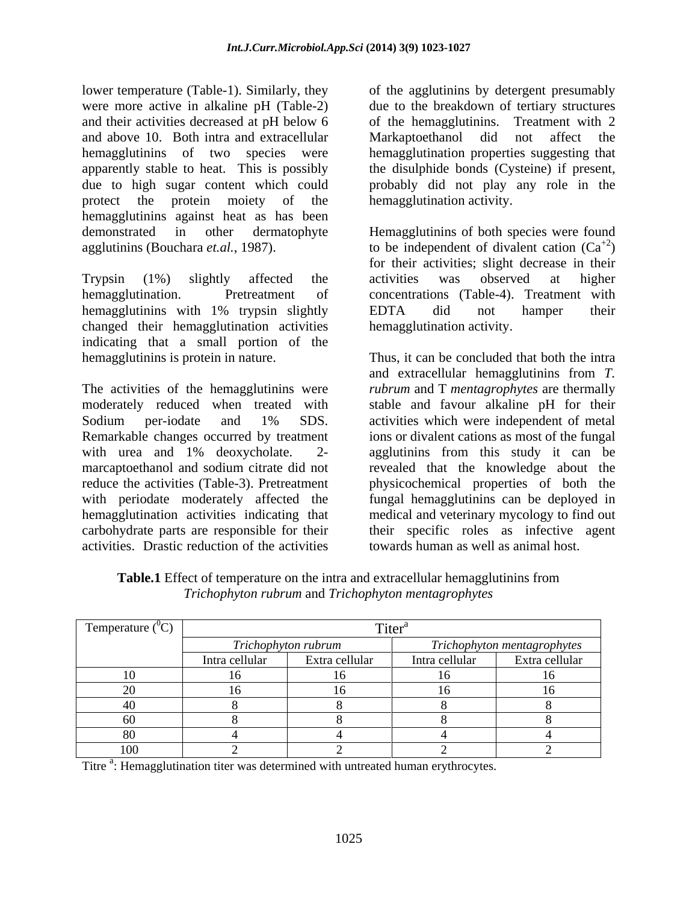lower temperature (Table-1). Similarly, they were more active in alkaline pH (Table-2) and their activities decreased at pH below 6 and above 10. Both intra and extracellular hemagglutinins of two species were apparently stable to heat. This is possibly due to high sugar content which could protect the protein moiety of the hemagglutinins against heat as has been demonstrated in other dermatophyte agglutinins (Bouchara *et.al.*, 1987).

Trypsin (1%) slightly affected the hemagglutination. Pretreatment of hemagglutinins with 1% trypsin slightly changed their hemagglutination activities indicating that a small portion of the hemagglutinins is protein in nature.

The activities of the hemagglutinins were moderately reduced when treated with Sodium per-iodate and 1% SDS. Remarkable changes occurred by treatment with urea and 1% deoxycholate. 2-marcaptoethanol and sodium citrate did not reduce the activities (Table-3). Pretreatment with periodate moderately affected the hemagglutination activities indicating that carbohydrate parts are responsible for their activities. Drastic reduction of the activities of the agglutinins by detergent presumably due to the breakdown of tertiary structures of the hemagglutinins. Treatment with 2 Markaptoethanol did not affect the hemagglutination properties suggesting that the disulphide bonds (Cysteine) if present, probably did not play any role in the hemagglutination activity.

Hemagglutinins of both species were found to be independent of divalent cation ($Ca^{+2}$) for their activities; slight decrease in their activities was observed at higher concentrations (Table-4). Treatment with EDTA did not hamper their hemagglutination activity.

Thus, it can be concluded that both the intra and extracellular hemagglutinins from *T. rubrum* and T *mentagrophytes* are thermally stable and favour alkaline pH for their activities which were independent of metal ions or divalent cations as most of the fungal agglutinins from this study it can be revealed that the knowledge about the physicochemical properties of both the fungal hemagglutinins can be deployed in medical and veterinary mycology to find out their specific roles as infective agent towards human as well as animal host.

**Table.1** Effect of temperature on the intra and extracellular hemagglutinins from *Trichophyton rubrum* and *Trichophyton mentagrophytes*

| Temperature ($^0$C) | Titer[a] | | | |
|---|---|---|---|---|
| | *Trichophyton rubrum* | | *Trichophyton mentagrophytes* | |
| | Intra cellular | Extra cellular | Intra cellular | Extra cellular |
| 10 | 16 | 16 | 16 | 16 |
| 20 | 16 | 16 | 16 | 16 |
| 40 | 8 | 8 | 8 | 8 |
| 60 | 8 | 8 | 8 | 8 |
| 80 | 4 | 4 | 4 | 4 |
| 100 | 2 | 2 | 2 | 2 |

Titre [a]: Hemagglutination titer was determined with untreated human erythrocytes.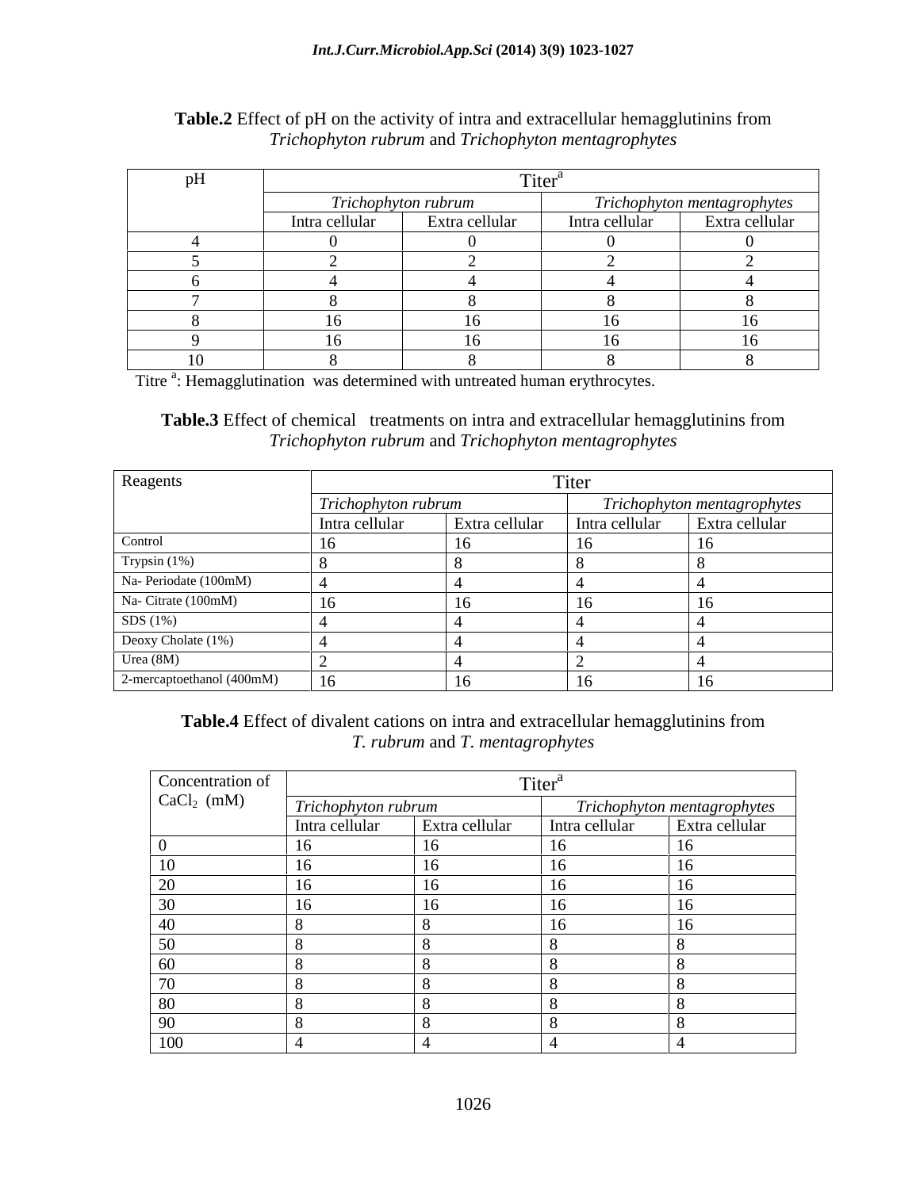**Table.2** Effect of pH on the activity of intra and extracellular hemagglutinins from *Trichophyton rubrum* and *Trichophyton mentagrophytes*

| pH | Titer[a] | | | |
|---|---|---|---|---|
| | *Trichophyton rubrum* | | *Trichophyton mentagrophytes* | |
| | Intra cellular | Extra cellular | Intra cellular | Extra cellular |
| 4 | 0 | 0 | 0 | 0 |
| 5 | 2 | 2 | 2 | 2 |
| 6 | 4 | 4 | 4 | 4 |
| 7 | 8 | 8 | 8 | 8 |
| 8 | 16 | 16 | 16 | 16 |
| 9 | 16 | 16 | 16 | 16 |
| 10 | 8 | 8 | 8 | 8 |

Titre [a]: Hemagglutination was determined with untreated human erythrocytes.

**Table.3** Effect of chemical treatments on intra and extracellular hemagglutinins from *Trichophyton rubrum* and *Trichophyton mentagrophytes*

| Reagents | Titer | | | |
|---|---|---|---|---|
| | *Trichophyton rubrum* | | *Trichophyton mentagrophytes* | |
| | Intra cellular | Extra cellular | Intra cellular | Extra cellular |
| Control | 16 | 16 | 16 | 16 |
| Trypsin (1%) | 8 | 8 | 8 | 8 |
| Na- Periodate (100mM) | 4 | 4 | 4 | 4 |
| Na- Citrate (100mM) | 16 | 16 | 16 | 16 |
| SDS (1%) | 4 | 4 | 4 | 4 |
| Deoxy Cholate (1%) | 4 | 4 | 4 | 4 |
| Urea (8M) | 2 | 4 | 2 | 4 |
| 2-mercaptoethanol (400mM) | 16 | 16 | 16 | 16 |

**Table.4** Effect of divalent cations on intra and extracellular hemagglutinins from *T. rubrum* and *T. mentagrophytes*

| Concentration of $CaCl_2$ (mM) | Titer[a] | | | |
|---|---|---|---|---|
| | *Trichophyton rubrum* | | *Trichophyton mentagrophytes* | |
| | Intra cellular | Extra cellular | Intra cellular | Extra cellular |
| 0 | 16 | 16 | 16 | 16 |
| 10 | 16 | 16 | 16 | 16 |
| 20 | 16 | 16 | 16 | 16 |
| 30 | 16 | 16 | 16 | 16 |
| 40 | 8 | 8 | 16 | 16 |
| 50 | 8 | 8 | 8 | 8 |
| 60 | 8 | 8 | 8 | 8 |
| 70 | 8 | 8 | 8 | 8 |
| 80 | 8 | 8 | 8 | 8 |
| 90 | 8 | 8 | 8 | 8 |
| 100 | 4 | 4 | 4 | 4 |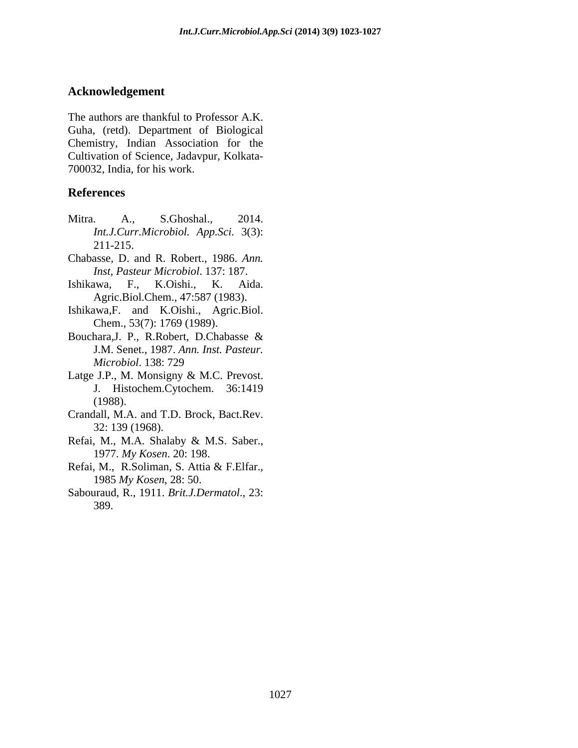## Acknowledgement

The authors are thankful to Professor A.K. Guha, (retd). Department of Biological Chemistry, Indian Association for the Cultivation of Science, Jadavpur, Kolkata-700032, India, for his work.

## References

Mitra. A., S.Ghoshal., 2014. *Int.J.Curr.Microbiol. App.Sci.* 3(3): 211-215.

Chabasse, D. and R. Robert., 1986. *Ann. Inst, Pasteur Microbiol*. 137: 187.

Ishikawa, F., K.Oishi., K. Aida. Agric.Biol.Chem., 47:587 (1983).

Ishikawa,F. and K.Oishi., Agric.Biol. Chem., 53(7): 1769 (1989).

Bouchara,J. P., R.Robert, D.Chabasse & J.M. Senet., 1987. *Ann. Inst. Pasteur. Microbiol*. 138: 729

Latge J.P., M. Monsigny & M.C. Prevost. J. Histochem.Cytochem. 36:1419 (1988).

Crandall, M.A. and T.D. Brock, Bact.Rev. 32: 139 (1968).

Refai, M., M.A. Shalaby & M.S. Saber., 1977. *My Kosen*. 20: 198.

Refai, M., R.Soliman, S. Attia & F.Elfar., 1985 *My Kosen*, 28: 50.

Sabouraud, R., 1911. *Brit.J.Dermatol*., 23: 389.